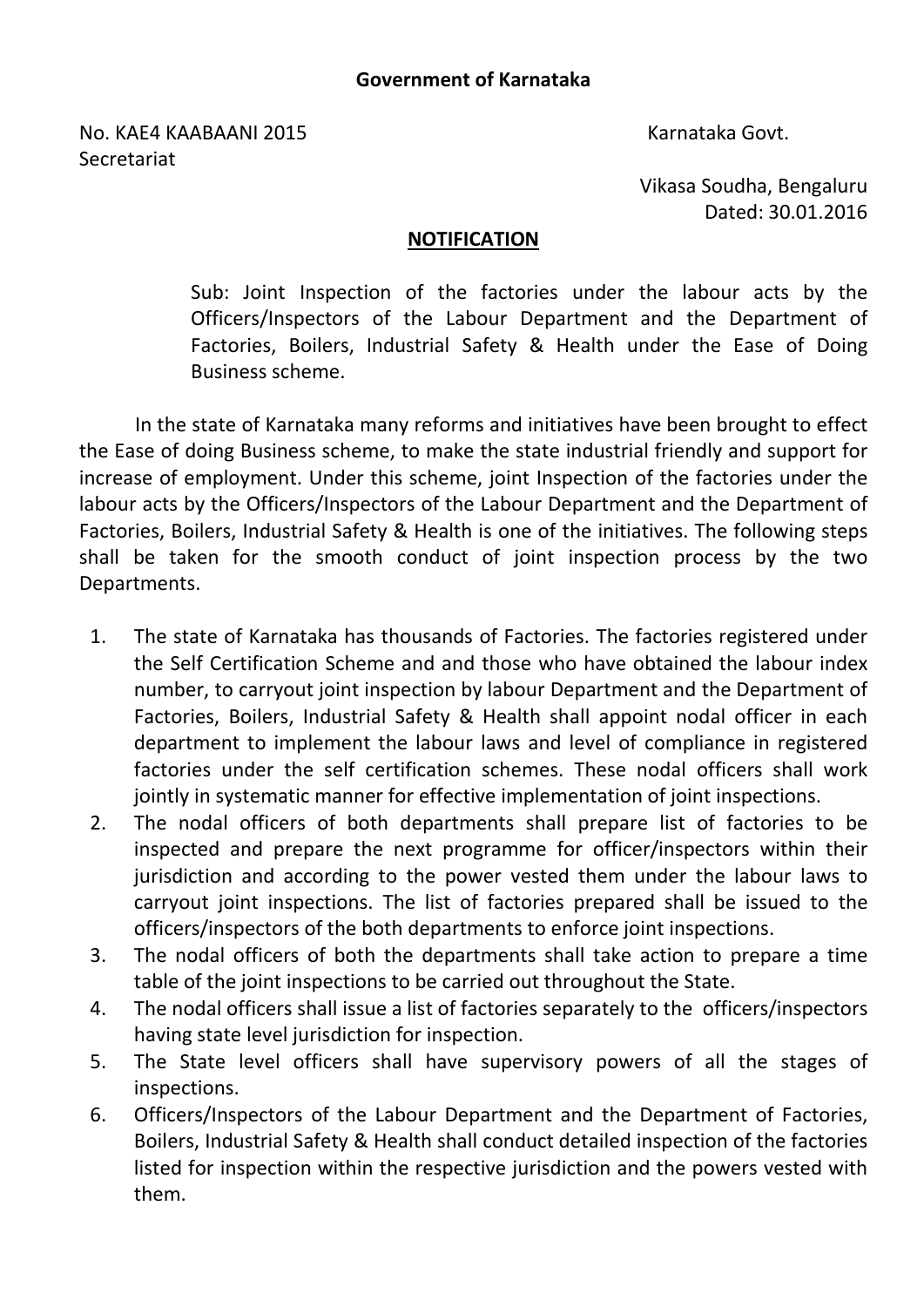**Government of Karnataka**

No. KAE4 KAABAANI 2015 Karnataka Govt. Secretariat

Vikasa Soudha, Bengaluru
Dated: 30.01.2016

**NOTIFICATION**

Sub: Joint Inspection of the factories under the labour acts by the Officers/Inspectors of the Labour Department and the Department of Factories, Boilers, Industrial Safety & Health under the Ease of Doing Business scheme.

In the state of Karnataka many reforms and initiatives have been brought to effect the Ease of doing Business scheme, to make the state industrial friendly and support for increase of employment. Under this scheme, joint Inspection of the factories under the labour acts by the Officers/Inspectors of the Labour Department and the Department of Factories, Boilers, Industrial Safety & Health is one of the initiatives. The following steps shall be taken for the smooth conduct of joint inspection process by the two Departments.

1. The state of Karnataka has thousands of Factories. The factories registered under the Self Certification Scheme and and those who have obtained the labour index number, to carryout joint inspection by labour Department and the Department of Factories, Boilers, Industrial Safety & Health shall appoint nodal officer in each department to implement the labour laws and level of compliance in registered factories under the self certification schemes. These nodal officers shall work jointly in systematic manner for effective implementation of joint inspections.
2. The nodal officers of both departments shall prepare list of factories to be inspected and prepare the next programme for officer/inspectors within their jurisdiction and according to the power vested them under the labour laws to carryout joint inspections. The list of factories prepared shall be issued to the officers/inspectors of the both departments to enforce joint inspections.
3. The nodal officers of both the departments shall take action to prepare a time table of the joint inspections to be carried out throughout the State.
4. The nodal officers shall issue a list of factories separately to the officers/inspectors having state level jurisdiction for inspection.
5. The State level officers shall have supervisory powers of all the stages of inspections.
6. Officers/Inspectors of the Labour Department and the Department of Factories, Boilers, Industrial Safety & Health shall conduct detailed inspection of the factories listed for inspection within the respective jurisdiction and the powers vested with them.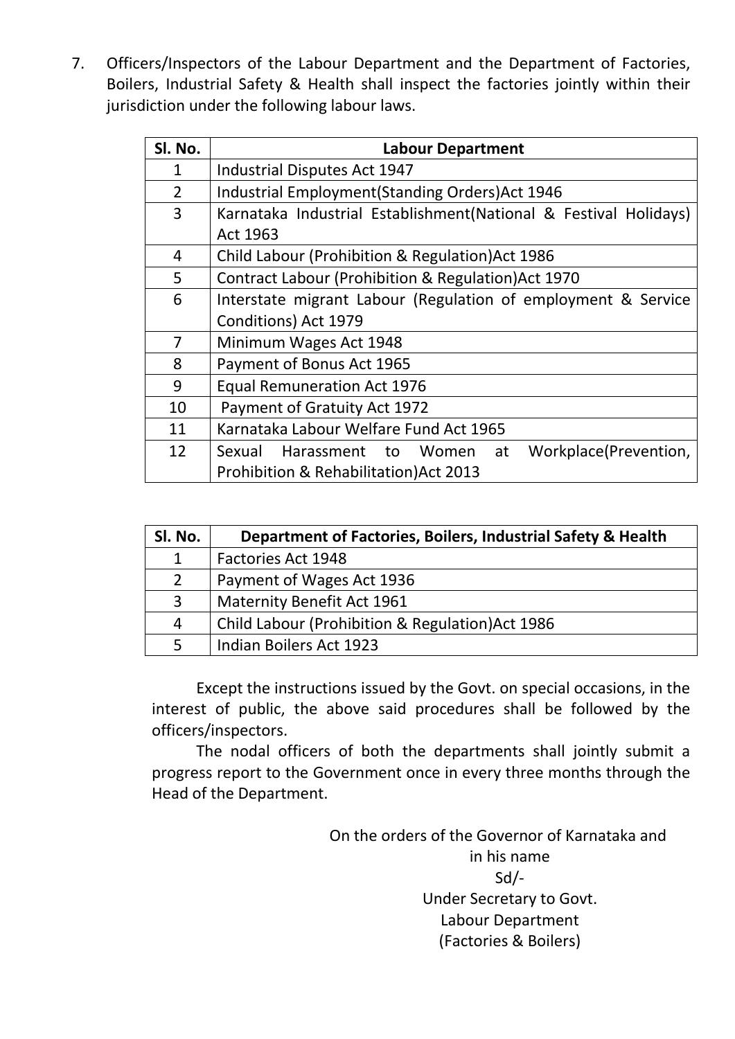7. Officers/Inspectors of the Labour Department and the Department of Factories, Boilers, Industrial Safety & Health shall inspect the factories jointly within their jurisdiction under the following labour laws.

| Sl. No. | Labour Department |
|---|---|
| 1 | Industrial Disputes Act 1947 |
| 2 | Industrial Employment(Standing Orders)Act 1946 |
| 3 | Karnataka Industrial Establishment(National & Festival Holidays) Act 1963 |
| 4 | Child Labour (Prohibition & Regulation)Act 1986 |
| 5 | Contract Labour (Prohibition & Regulation)Act 1970 |
| 6 | Interstate migrant Labour (Regulation of employment & Service Conditions) Act 1979 |
| 7 | Minimum Wages Act 1948 |
| 8 | Payment of Bonus Act 1965 |
| 9 | Equal Remuneration Act 1976 |
| 10 | Payment of Gratuity Act 1972 |
| 11 | Karnataka Labour Welfare Fund Act 1965 |
| 12 | Sexual Harassment to Women at Workplace(Prevention, Prohibition & Rehabilitation)Act 2013 |

| Sl. No. | Department of Factories, Boilers, Industrial Safety & Health |
|---|---|
| 1 | Factories Act 1948 |
| 2 | Payment of Wages Act 1936 |
| 3 | Maternity Benefit Act 1961 |
| 4 | Child Labour (Prohibition & Regulation)Act 1986 |
| 5 | Indian Boilers Act 1923 |

Except the instructions issued by the Govt. on special occasions, in the interest of public, the above said procedures shall be followed by the officers/inspectors.

The nodal officers of both the departments shall jointly submit a progress report to the Government once in every three months through the Head of the Department.

On the orders of the Governor of Karnataka and
in his name
Sd/-
Under Secretary to Govt.
Labour Department
(Factories & Boilers)